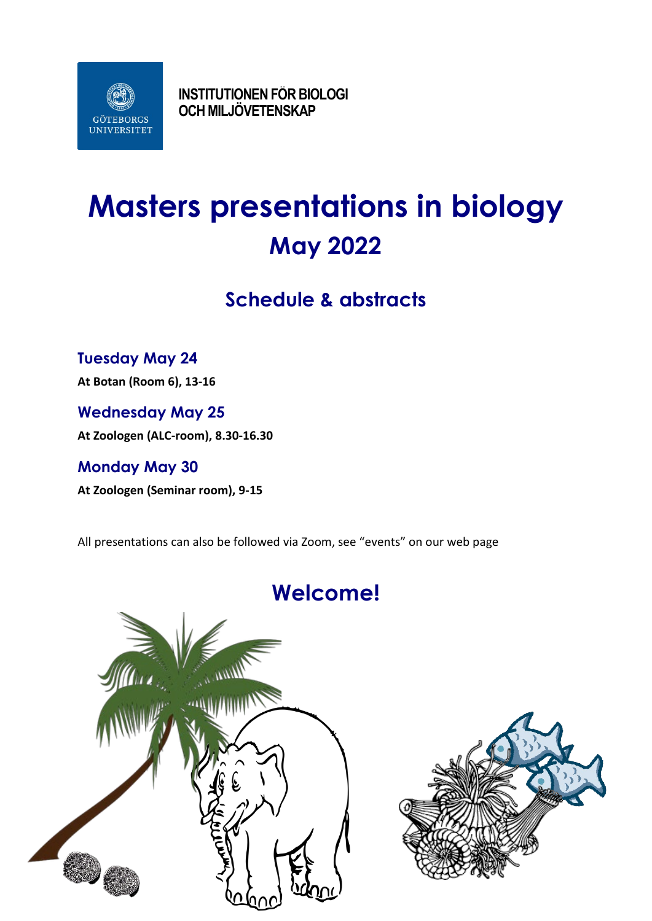INSTITUTIONEN FÖR BIOLOGI
OCH MILJÖVETENSKAP

# Masters presentations in biology

## May 2022

## Schedule & abstracts

### Tuesday May 24

**At Botan (Room 6), 13-16**

### Wednesday May 25

**At Zoologen (ALC-room), 8.30-16.30**

### Monday May 30

**At Zoologen (Seminar room), 9-15**

All presentations can also be followed via Zoom, see "events" on our web page

## Welcome!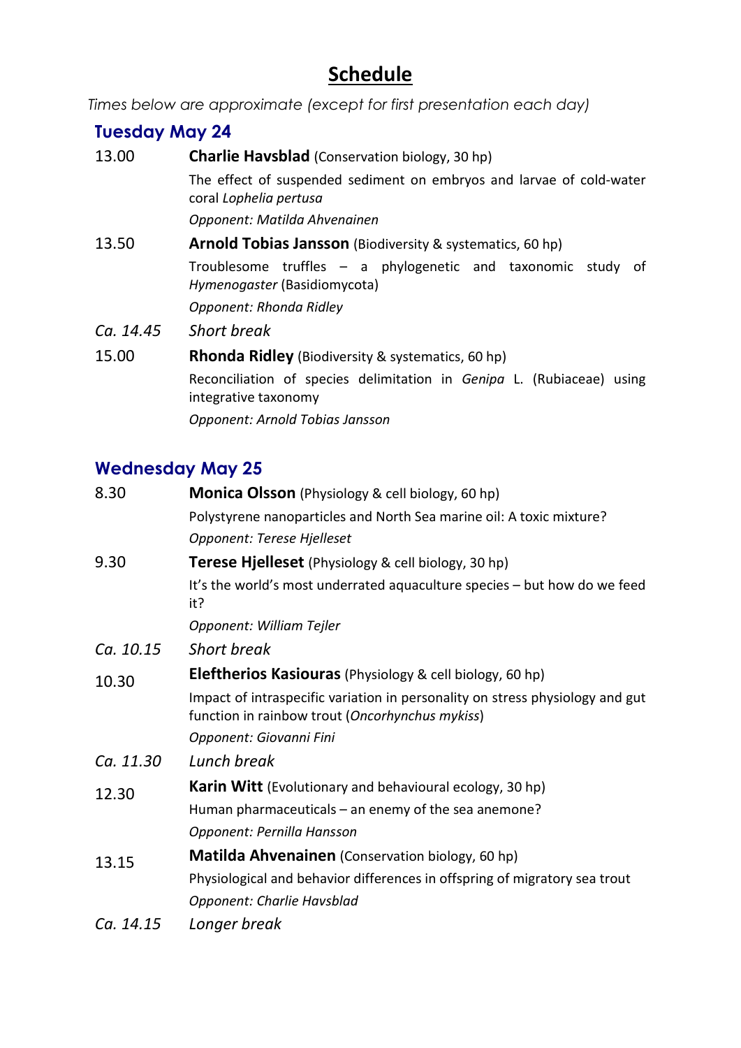# Schedule

*Times below are approximate (except for first presentation each day)*

## Tuesday May 24

13.00 **Charlie Havsblad** (Conservation biology, 30 hp)

The effect of suspended sediment on embryos and larvae of cold-water coral *Lophelia pertusa*

*Opponent: Matilda Ahvenainen*

13.50 **Arnold Tobias Jansson** (Biodiversity & systematics, 60 hp)

Troublesome truffles – a phylogenetic and taxonomic study of *Hymenogaster* (Basidiomycota)

*Opponent: Rhonda Ridley*

*Ca. 14.45* *Short break*

15.00 **Rhonda Ridley** (Biodiversity & systematics, 60 hp)

Reconciliation of species delimitation in *Genipa* L. (Rubiaceae) using integrative taxonomy

*Opponent: Arnold Tobias Jansson*

## Wednesday May 25

8.30 **Monica Olsson** (Physiology & cell biology, 60 hp)

Polystyrene nanoparticles and North Sea marine oil: A toxic mixture?

*Opponent: Terese Hjelleset*

9.30 **Terese Hjelleset** (Physiology & cell biology, 30 hp)

It's the world's most underrated aquaculture species – but how do we feed it?

*Opponent: William Tejler*

*Ca. 10.15* *Short break*

10.30 **Eleftherios Kasiouras** (Physiology & cell biology, 60 hp)

Impact of intraspecific variation in personality on stress physiology and gut function in rainbow trout (*Oncorhynchus mykiss*)

*Opponent: Giovanni Fini*

*Ca. 11.30* *Lunch break*

12.30 **Karin Witt** (Evolutionary and behavioural ecology, 30 hp)

Human pharmaceuticals – an enemy of the sea anemone?

*Opponent: Pernilla Hansson*

13.15 **Matilda Ahvenainen** (Conservation biology, 60 hp)

Physiological and behavior differences in offspring of migratory sea trout

*Opponent: Charlie Havsblad*

*Ca. 14.15* *Longer break*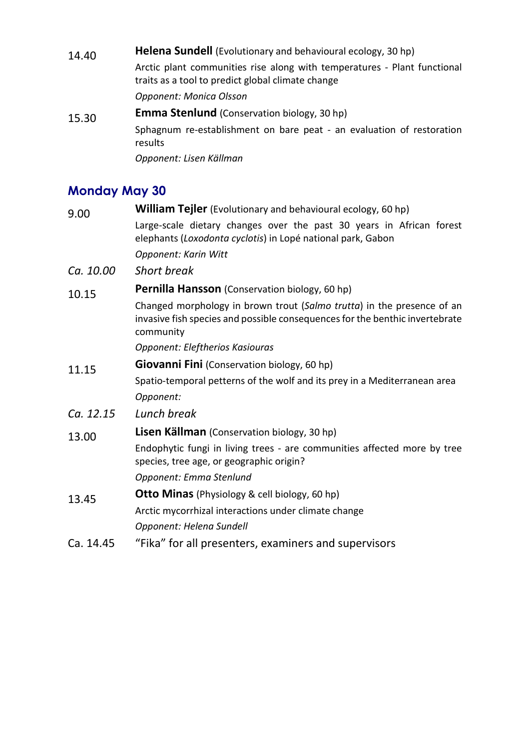14.40 **Helena Sundell** (Evolutionary and behavioural ecology, 30 hp)

Arctic plant communities rise along with temperatures - Plant functional traits as a tool to predict global climate change

*Opponent: Monica Olsson*

15.30 **Emma Stenlund** (Conservation biology, 30 hp)

Sphagnum re-establishment on bare peat - an evaluation of restoration results

*Opponent: Lisen Källman*

## Monday May 30

9.00 **William Tejler** (Evolutionary and behavioural ecology, 60 hp)

Large-scale dietary changes over the past 30 years in African forest elephants (*Loxodonta cyclotis*) in Lopé national park, Gabon

*Opponent: Karin Witt*

*Ca. 10.00 Short break*

10.15 **Pernilla Hansson** (Conservation biology, 60 hp)

Changed morphology in brown trout (*Salmo trutta*) in the presence of an invasive fish species and possible consequences for the benthic invertebrate community

*Opponent: Eleftherios Kasiouras*

11.15 **Giovanni Fini** (Conservation biology, 60 hp)

Spatio-temporal petterns of the wolf and its prey in a Mediterranean area

*Opponent:*

*Ca. 12.15 Lunch break*

13.00 **Lisen Källman** (Conservation biology, 30 hp)

Endophytic fungi in living trees - are communities affected more by tree species, tree age, or geographic origin?

*Opponent: Emma Stenlund*

13.45 **Otto Minas** (Physiology & cell biology, 60 hp)

Arctic mycorrhizal interactions under climate change

*Opponent: Helena Sundell*

Ca. 14.45 "Fika" for all presenters, examiners and supervisors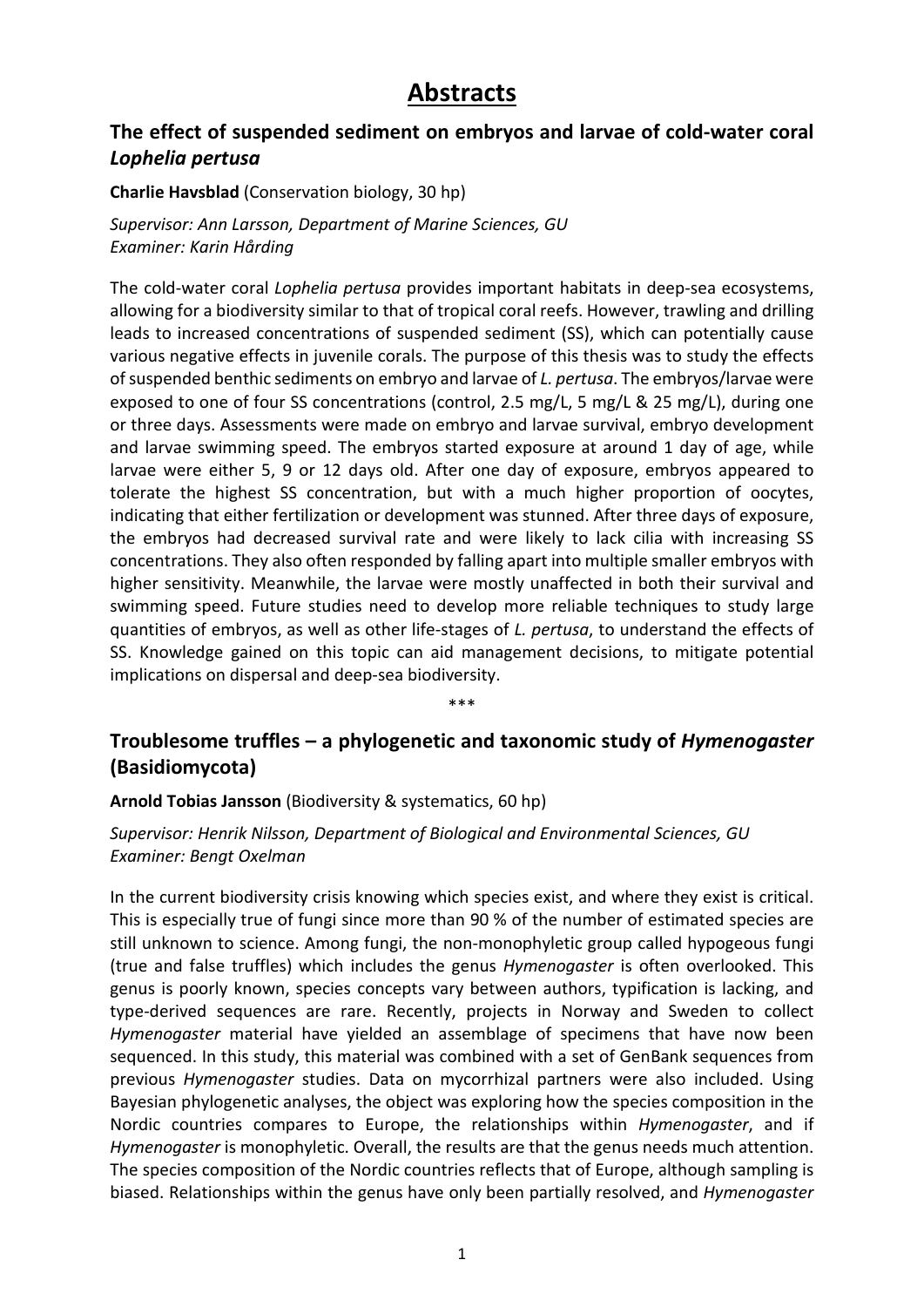# Abstracts

## The effect of suspended sediment on embryos and larvae of cold-water coral *Lophelia pertusa*

**Charlie Havsblad** (Conservation biology, 30 hp)

*Supervisor: Ann Larsson, Department of Marine Sciences, GU*
*Examiner: Karin Hårding*

The cold-water coral *Lophelia pertusa* provides important habitats in deep-sea ecosystems, allowing for a biodiversity similar to that of tropical coral reefs. However, trawling and drilling leads to increased concentrations of suspended sediment (SS), which can potentially cause various negative effects in juvenile corals. The purpose of this thesis was to study the effects of suspended benthic sediments on embryo and larvae of *L. pertusa*. The embryos/larvae were exposed to one of four SS concentrations (control, 2.5 mg/L, 5 mg/L & 25 mg/L), during one or three days. Assessments were made on embryo and larvae survival, embryo development and larvae swimming speed. The embryos started exposure at around 1 day of age, while larvae were either 5, 9 or 12 days old. After one day of exposure, embryos appeared to tolerate the highest SS concentration, but with a much higher proportion of oocytes, indicating that either fertilization or development was stunned. After three days of exposure, the embryos had decreased survival rate and were likely to lack cilia with increasing SS concentrations. They also often responded by falling apart into multiple smaller embryos with higher sensitivity. Meanwhile, the larvae were mostly unaffected in both their survival and swimming speed. Future studies need to develop more reliable techniques to study large quantities of embryos, as well as other life-stages of *L. pertusa*, to understand the effects of SS. Knowledge gained on this topic can aid management decisions, to mitigate potential implications on dispersal and deep-sea biodiversity.

***

## Troublesome truffles – a phylogenetic and taxonomic study of *Hymenogaster* (Basidiomycota)

**Arnold Tobias Jansson** (Biodiversity & systematics, 60 hp)

*Supervisor: Henrik Nilsson, Department of Biological and Environmental Sciences, GU*
*Examiner: Bengt Oxelman*

In the current biodiversity crisis knowing which species exist, and where they exist is critical. This is especially true of fungi since more than 90 % of the number of estimated species are still unknown to science. Among fungi, the non-monophyletic group called hypogeous fungi (true and false truffles) which includes the genus *Hymenogaster* is often overlooked. This genus is poorly known, species concepts vary between authors, typification is lacking, and type-derived sequences are rare. Recently, projects in Norway and Sweden to collect *Hymenogaster* material have yielded an assemblage of specimens that have now been sequenced. In this study, this material was combined with a set of GenBank sequences from previous *Hymenogaster* studies. Data on mycorrhizal partners were also included. Using Bayesian phylogenetic analyses, the object was exploring how the species composition in the Nordic countries compares to Europe, the relationships within *Hymenogaster*, and if *Hymenogaster* is monophyletic. Overall, the results are that the genus needs much attention. The species composition of the Nordic countries reflects that of Europe, although sampling is biased. Relationships within the genus have only been partially resolved, and *Hymenogaster*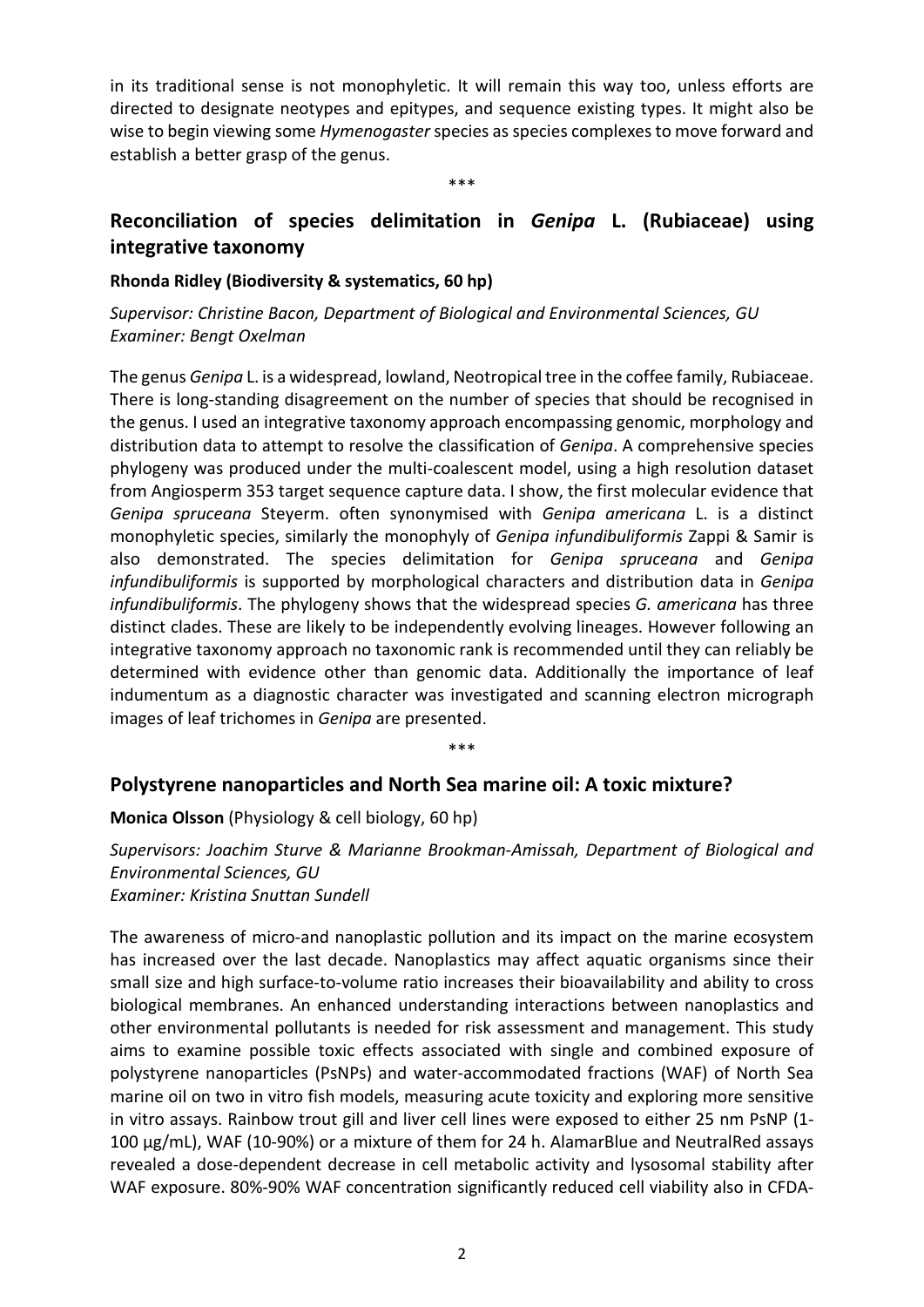in its traditional sense is not monophyletic. It will remain this way too, unless efforts are directed to designate neotypes and epitypes, and sequence existing types. It might also be wise to begin viewing some *Hymenogaster* species as species complexes to move forward and establish a better grasp of the genus.

\*\*\*

## Reconciliation of species delimitation in *Genipa* L. (Rubiaceae) using integrative taxonomy

**Rhonda Ridley (Biodiversity & systematics, 60 hp)**

*Supervisor: Christine Bacon, Department of Biological and Environmental Sciences, GU*
*Examiner: Bengt Oxelman*

The genus *Genipa* L. is a widespread, lowland, Neotropical tree in the coffee family, Rubiaceae. There is long-standing disagreement on the number of species that should be recognised in the genus. I used an integrative taxonomy approach encompassing genomic, morphology and distribution data to attempt to resolve the classification of *Genipa*. A comprehensive species phylogeny was produced under the multi-coalescent model, using a high resolution dataset from Angiosperm 353 target sequence capture data. I show, the first molecular evidence that *Genipa spruceana* Steyerm. often synonymised with *Genipa americana* L. is a distinct monophyletic species, similarly the monophyly of *Genipa infundibuliformis* Zappi & Samir is also demonstrated. The species delimitation for *Genipa spruceana* and *Genipa infundibuliformis* is supported by morphological characters and distribution data in *Genipa infundibuliformis*. The phylogeny shows that the widespread species *G. americana* has three distinct clades. These are likely to be independently evolving lineages. However following an integrative taxonomy approach no taxonomic rank is recommended until they can reliably be determined with evidence other than genomic data. Additionally the importance of leaf indumentum as a diagnostic character was investigated and scanning electron micrograph images of leaf trichomes in *Genipa* are presented.

\*\*\*

## Polystyrene nanoparticles and North Sea marine oil: A toxic mixture?

**Monica Olsson** (Physiology & cell biology, 60 hp)

*Supervisors: Joachim Sturve & Marianne Brookman-Amissah, Department of Biological and Environmental Sciences, GU*
*Examiner: Kristina Snuttan Sundell*

The awareness of micro-and nanoplastic pollution and its impact on the marine ecosystem has increased over the last decade. Nanoplastics may affect aquatic organisms since their small size and high surface-to-volume ratio increases their bioavailability and ability to cross biological membranes. An enhanced understanding interactions between nanoplastics and other environmental pollutants is needed for risk assessment and management. This study aims to examine possible toxic effects associated with single and combined exposure of polystyrene nanoparticles (PsNPs) and water-accommodated fractions (WAF) of North Sea marine oil on two in vitro fish models, measuring acute toxicity and exploring more sensitive in vitro assays. Rainbow trout gill and liver cell lines were exposed to either 25 nm PsNP (1-100 µg/mL), WAF (10-90%) or a mixture of them for 24 h. AlamarBlue and NeutralRed assays revealed a dose-dependent decrease in cell metabolic activity and lysosomal stability after WAF exposure. 80%-90% WAF concentration significantly reduced cell viability also in CFDA-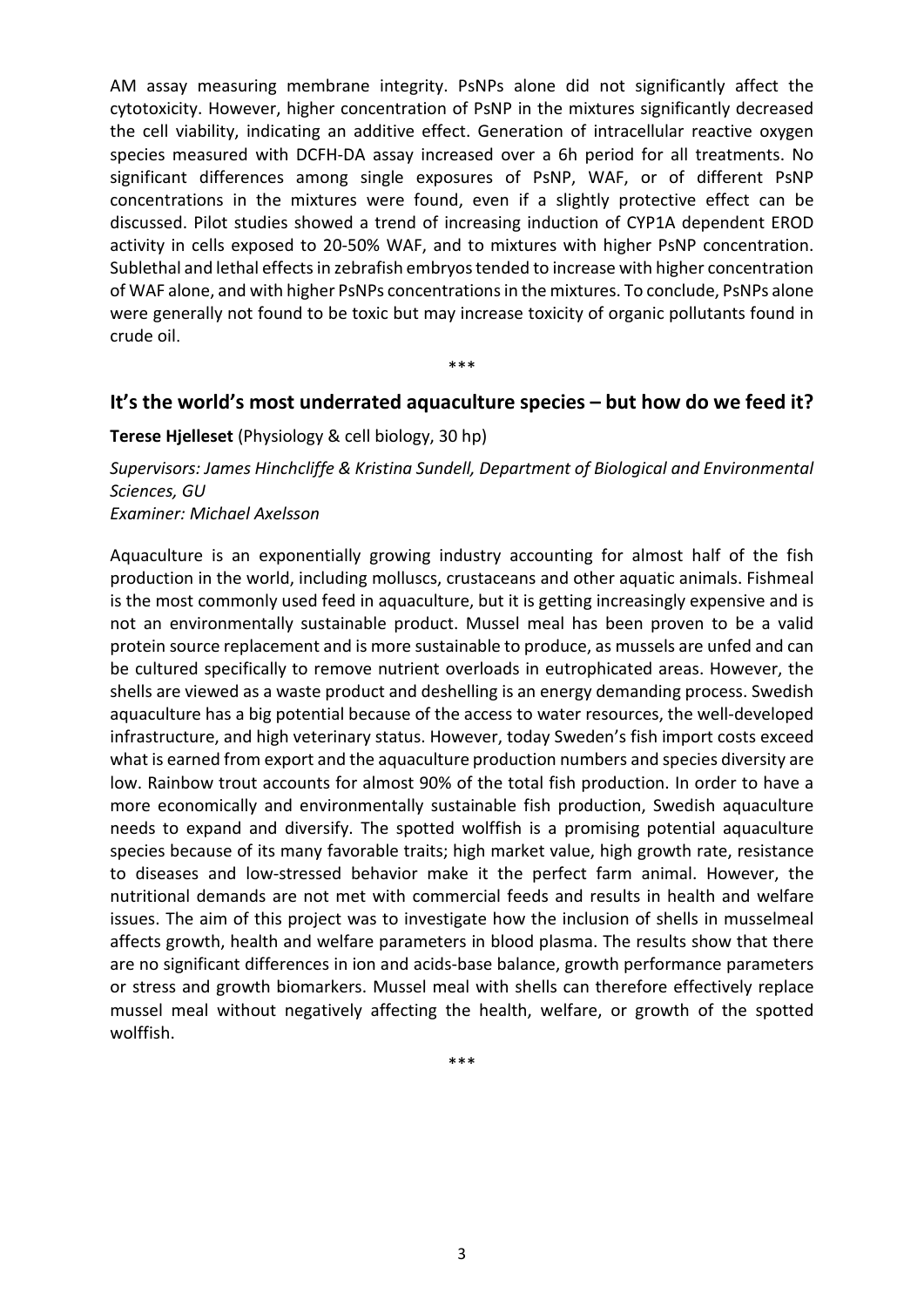AM assay measuring membrane integrity. PsNPs alone did not significantly affect the cytotoxicity. However, higher concentration of PsNP in the mixtures significantly decreased the cell viability, indicating an additive effect. Generation of intracellular reactive oxygen species measured with DCFH-DA assay increased over a 6h period for all treatments. No significant differences among single exposures of PsNP, WAF, or of different PsNP concentrations in the mixtures were found, even if a slightly protective effect can be discussed. Pilot studies showed a trend of increasing induction of CYP1A dependent EROD activity in cells exposed to 20-50% WAF, and to mixtures with higher PsNP concentration. Sublethal and lethal effects in zebrafish embryos tended to increase with higher concentration of WAF alone, and with higher PsNPs concentrations in the mixtures. To conclude, PsNPs alone were generally not found to be toxic but may increase toxicity of organic pollutants found in crude oil.

\*\*\*

## It's the world's most underrated aquaculture species – but how do we feed it?

**Terese Hjelleset** (Physiology & cell biology, 30 hp)

*Supervisors: James Hinchcliffe & Kristina Sundell, Department of Biological and Environmental Sciences, GU*
*Examiner: Michael Axelsson*

Aquaculture is an exponentially growing industry accounting for almost half of the fish production in the world, including molluscs, crustaceans and other aquatic animals. Fishmeal is the most commonly used feed in aquaculture, but it is getting increasingly expensive and is not an environmentally sustainable product. Mussel meal has been proven to be a valid protein source replacement and is more sustainable to produce, as mussels are unfed and can be cultured specifically to remove nutrient overloads in eutrophicated areas. However, the shells are viewed as a waste product and deshelling is an energy demanding process. Swedish aquaculture has a big potential because of the access to water resources, the well-developed infrastructure, and high veterinary status. However, today Sweden's fish import costs exceed what is earned from export and the aquaculture production numbers and species diversity are low. Rainbow trout accounts for almost 90% of the total fish production. In order to have a more economically and environmentally sustainable fish production, Swedish aquaculture needs to expand and diversify. The spotted wolffish is a promising potential aquaculture species because of its many favorable traits; high market value, high growth rate, resistance to diseases and low-stressed behavior make it the perfect farm animal. However, the nutritional demands are not met with commercial feeds and results in health and welfare issues. The aim of this project was to investigate how the inclusion of shells in musselmeal affects growth, health and welfare parameters in blood plasma. The results show that there are no significant differences in ion and acids-base balance, growth performance parameters or stress and growth biomarkers. Mussel meal with shells can therefore effectively replace mussel meal without negatively affecting the health, welfare, or growth of the spotted wolffish.

\*\*\*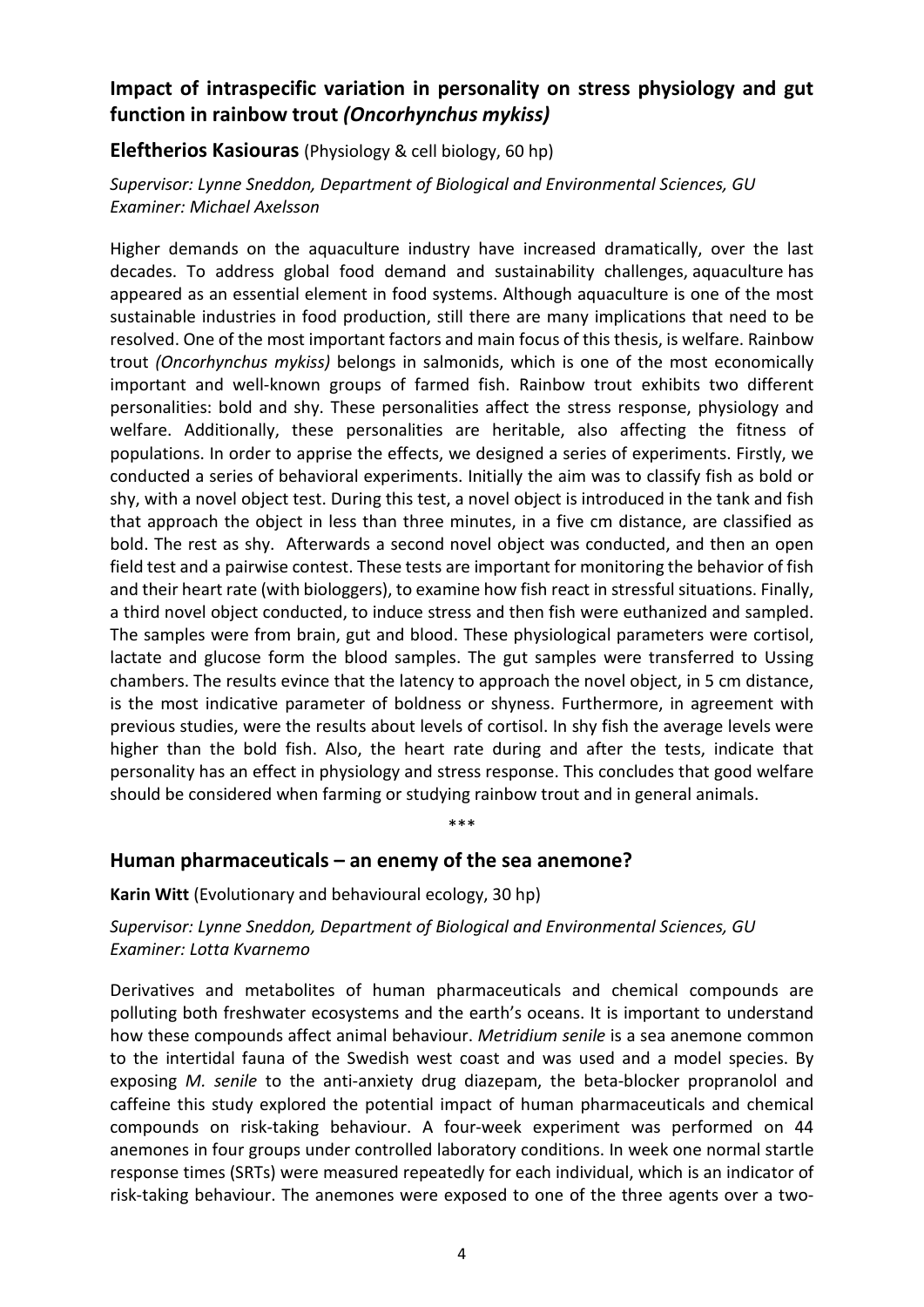## Impact of intraspecific variation in personality on stress physiology and gut function in rainbow trout *(Oncorhynchus mykiss)*

**Eleftherios Kasiouras** (Physiology & cell biology, 60 hp)

*Supervisor: Lynne Sneddon, Department of Biological and Environmental Sciences, GU*
*Examiner: Michael Axelsson*

Higher demands on the aquaculture industry have increased dramatically, over the last decades. To address global food demand and sustainability challenges, aquaculture has appeared as an essential element in food systems. Although aquaculture is one of the most sustainable industries in food production, still there are many implications that need to be resolved. One of the most important factors and main focus of this thesis, is welfare. Rainbow trout *(Oncorhynchus mykiss)* belongs in salmonids, which is one of the most economically important and well-known groups of farmed fish. Rainbow trout exhibits two different personalities: bold and shy. These personalities affect the stress response, physiology and welfare. Additionally, these personalities are heritable, also affecting the fitness of populations. In order to apprise the effects, we designed a series of experiments. Firstly, we conducted a series of behavioral experiments. Initially the aim was to classify fish as bold or shy, with a novel object test. During this test, a novel object is introduced in the tank and fish that approach the object in less than three minutes, in a five cm distance, are classified as bold. The rest as shy. Afterwards a second novel object was conducted, and then an open field test and a pairwise contest. These tests are important for monitoring the behavior of fish and their heart rate (with biologgers), to examine how fish react in stressful situations. Finally, a third novel object conducted, to induce stress and then fish were euthanized and sampled. The samples were from brain, gut and blood. These physiological parameters were cortisol, lactate and glucose form the blood samples. The gut samples were transferred to Ussing chambers. The results evince that the latency to approach the novel object, in 5 cm distance, is the most indicative parameter of boldness or shyness. Furthermore, in agreement with previous studies, were the results about levels of cortisol. In shy fish the average levels were higher than the bold fish. Also, the heart rate during and after the tests, indicate that personality has an effect in physiology and stress response. This concludes that good welfare should be considered when farming or studying rainbow trout and in general animals.

\*\*\*

## Human pharmaceuticals – an enemy of the sea anemone?

**Karin Witt** (Evolutionary and behavioural ecology, 30 hp)

*Supervisor: Lynne Sneddon, Department of Biological and Environmental Sciences, GU*
*Examiner: Lotta Kvarnemo*

Derivatives and metabolites of human pharmaceuticals and chemical compounds are polluting both freshwater ecosystems and the earth's oceans. It is important to understand how these compounds affect animal behaviour. *Metridium senile* is a sea anemone common to the intertidal fauna of the Swedish west coast and was used and a model species. By exposing *M. senile* to the anti-anxiety drug diazepam, the beta-blocker propranolol and caffeine this study explored the potential impact of human pharmaceuticals and chemical compounds on risk-taking behaviour. A four-week experiment was performed on 44 anemones in four groups under controlled laboratory conditions. In week one normal startle response times (SRTs) were measured repeatedly for each individual, which is an indicator of risk-taking behaviour. The anemones were exposed to one of the three agents over a two-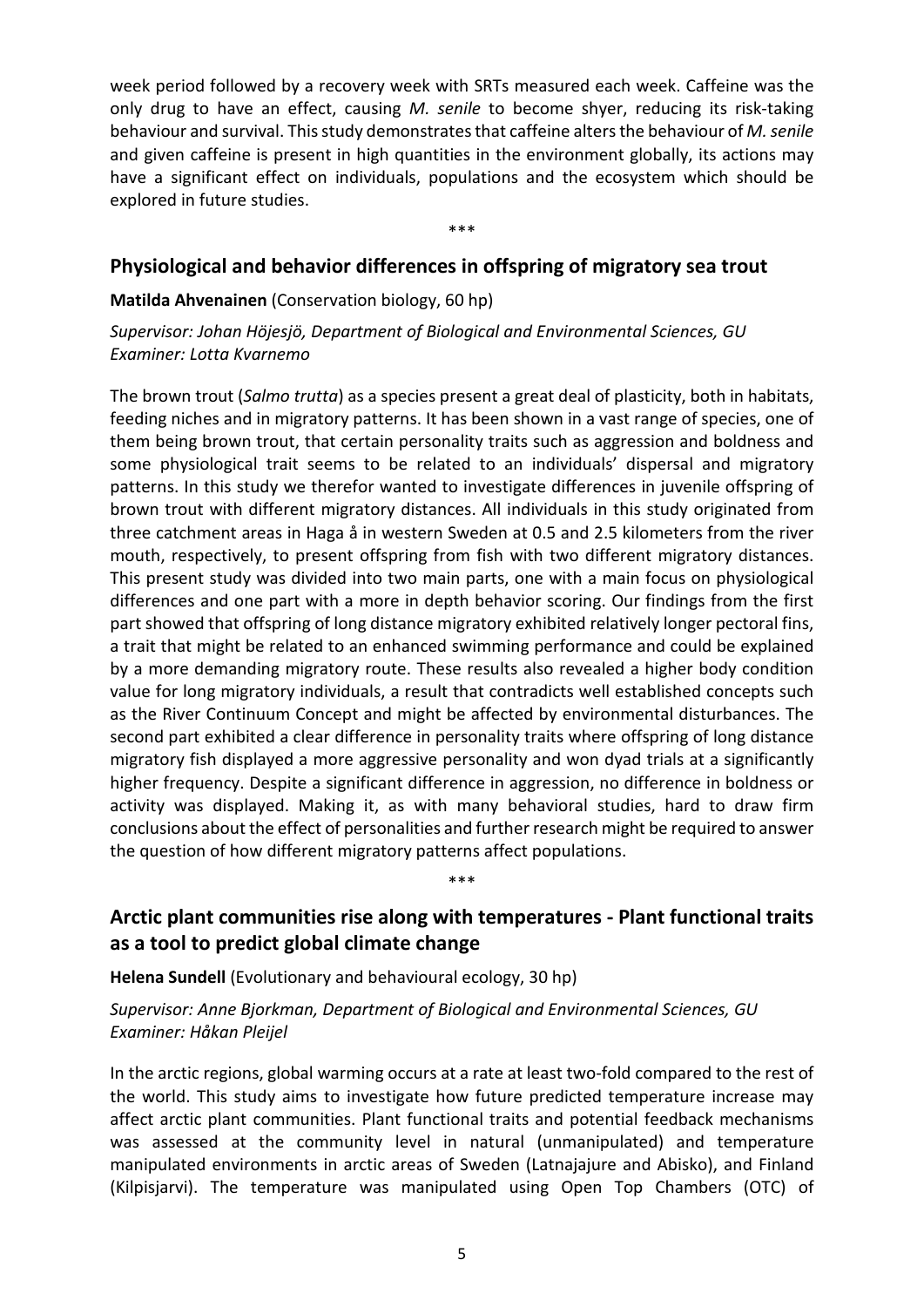week period followed by a recovery week with SRTs measured each week. Caffeine was the only drug to have an effect, causing *M. senile* to become shyer, reducing its risk-taking behaviour and survival. This study demonstrates that caffeine alters the behaviour of *M. senile* and given caffeine is present in high quantities in the environment globally, its actions may have a significant effect on individuals, populations and the ecosystem which should be explored in future studies.

\*\*\*

## Physiological and behavior differences in offspring of migratory sea trout

**Matilda Ahvenainen** (Conservation biology, 60 hp)

*Supervisor: Johan Höjesjö, Department of Biological and Environmental Sciences, GU*
*Examiner: Lotta Kvarnemo*

The brown trout (*Salmo trutta*) as a species present a great deal of plasticity, both in habitats, feeding niches and in migratory patterns. It has been shown in a vast range of species, one of them being brown trout, that certain personality traits such as aggression and boldness and some physiological trait seems to be related to an individuals' dispersal and migratory patterns. In this study we therefor wanted to investigate differences in juvenile offspring of brown trout with different migratory distances. All individuals in this study originated from three catchment areas in Haga å in western Sweden at 0.5 and 2.5 kilometers from the river mouth, respectively, to present offspring from fish with two different migratory distances. This present study was divided into two main parts, one with a main focus on physiological differences and one part with a more in depth behavior scoring. Our findings from the first part showed that offspring of long distance migratory exhibited relatively longer pectoral fins, a trait that might be related to an enhanced swimming performance and could be explained by a more demanding migratory route. These results also revealed a higher body condition value for long migratory individuals, a result that contradicts well established concepts such as the River Continuum Concept and might be affected by environmental disturbances. The second part exhibited a clear difference in personality traits where offspring of long distance migratory fish displayed a more aggressive personality and won dyad trials at a significantly higher frequency. Despite a significant difference in aggression, no difference in boldness or activity was displayed. Making it, as with many behavioral studies, hard to draw firm conclusions about the effect of personalities and further research might be required to answer the question of how different migratory patterns affect populations.

\*\*\*

## Arctic plant communities rise along with temperatures - Plant functional traits as a tool to predict global climate change

**Helena Sundell** (Evolutionary and behavioural ecology, 30 hp)

*Supervisor: Anne Bjorkman, Department of Biological and Environmental Sciences, GU*
*Examiner: Håkan Pleijel*

In the arctic regions, global warming occurs at a rate at least two-fold compared to the rest of the world. This study aims to investigate how future predicted temperature increase may affect arctic plant communities. Plant functional traits and potential feedback mechanisms was assessed at the community level in natural (unmanipulated) and temperature manipulated environments in arctic areas of Sweden (Latnajajure and Abisko), and Finland (Kilpisjarvi). The temperature was manipulated using Open Top Chambers (OTC) of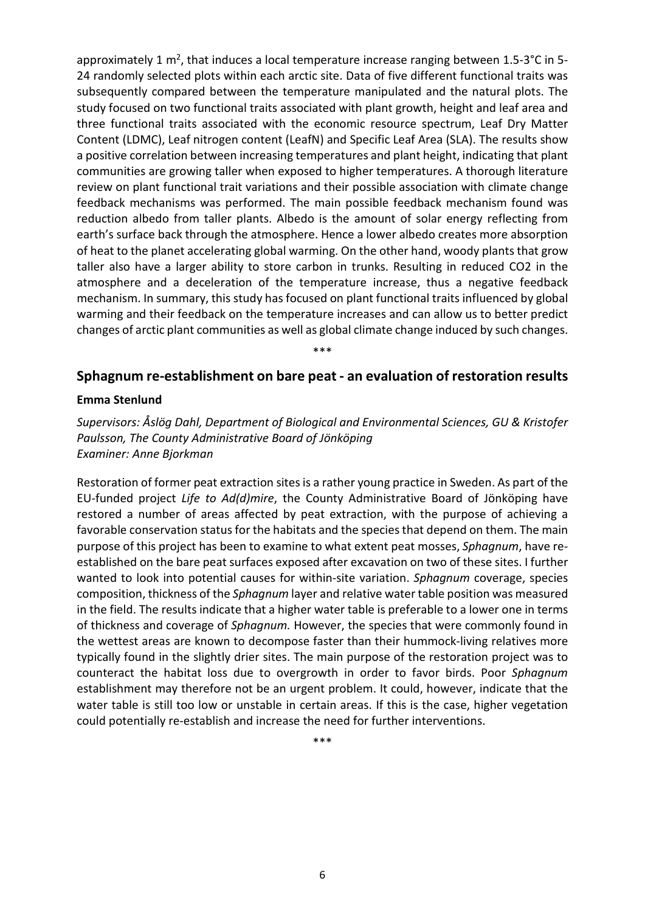approximately 1 $m^2$, that induces a local temperature increase ranging between 1.5-3°C in 5-24 randomly selected plots within each arctic site. Data of five different functional traits was subsequently compared between the temperature manipulated and the natural plots. The study focused on two functional traits associated with plant growth, height and leaf area and three functional traits associated with the economic resource spectrum, Leaf Dry Matter Content (LDMC), Leaf nitrogen content (LeafN) and Specific Leaf Area (SLA). The results show a positive correlation between increasing temperatures and plant height, indicating that plant communities are growing taller when exposed to higher temperatures. A thorough literature review on plant functional trait variations and their possible association with climate change feedback mechanisms was performed. The main possible feedback mechanism found was reduction albedo from taller plants. Albedo is the amount of solar energy reflecting from earth's surface back through the atmosphere. Hence a lower albedo creates more absorption of heat to the planet accelerating global warming. On the other hand, woody plants that grow taller also have a larger ability to store carbon in trunks. Resulting in reduced $CO_2$ in the atmosphere and a deceleration of the temperature increase, thus a negative feedback mechanism. In summary, this study has focused on plant functional traits influenced by global warming and their feedback on the temperature increases and can allow us to better predict changes of arctic plant communities as well as global climate change induced by such changes.

\*\*\*

## Sphagnum re-establishment on bare peat - an evaluation of restoration results

**Emma Stenlund**

*Supervisors: Åslög Dahl, Department of Biological and Environmental Sciences, GU & Kristofer Paulsson, The County Administrative Board of Jönköping*
*Examiner: Anne Bjorkman*

Restoration of former peat extraction sites is a rather young practice in Sweden. As part of the EU-funded project *Life to Ad(d)mire*, the County Administrative Board of Jönköping have restored a number of areas affected by peat extraction, with the purpose of achieving a favorable conservation status for the habitats and the species that depend on them. The main purpose of this project has been to examine to what extent peat mosses, *Sphagnum*, have re-established on the bare peat surfaces exposed after excavation on two of these sites. I further wanted to look into potential causes for within-site variation. *Sphagnum* coverage, species composition, thickness of the *Sphagnum* layer and relative water table position was measured in the field. The results indicate that a higher water table is preferable to a lower one in terms of thickness and coverage of *Sphagnum.* However, the species that were commonly found in the wettest areas are known to decompose faster than their hummock-living relatives more typically found in the slightly drier sites. The main purpose of the restoration project was to counteract the habitat loss due to overgrowth in order to favor birds. Poor *Sphagnum* establishment may therefore not be an urgent problem. It could, however, indicate that the water table is still too low or unstable in certain areas. If this is the case, higher vegetation could potentially re-establish and increase the need for further interventions.

\*\*\*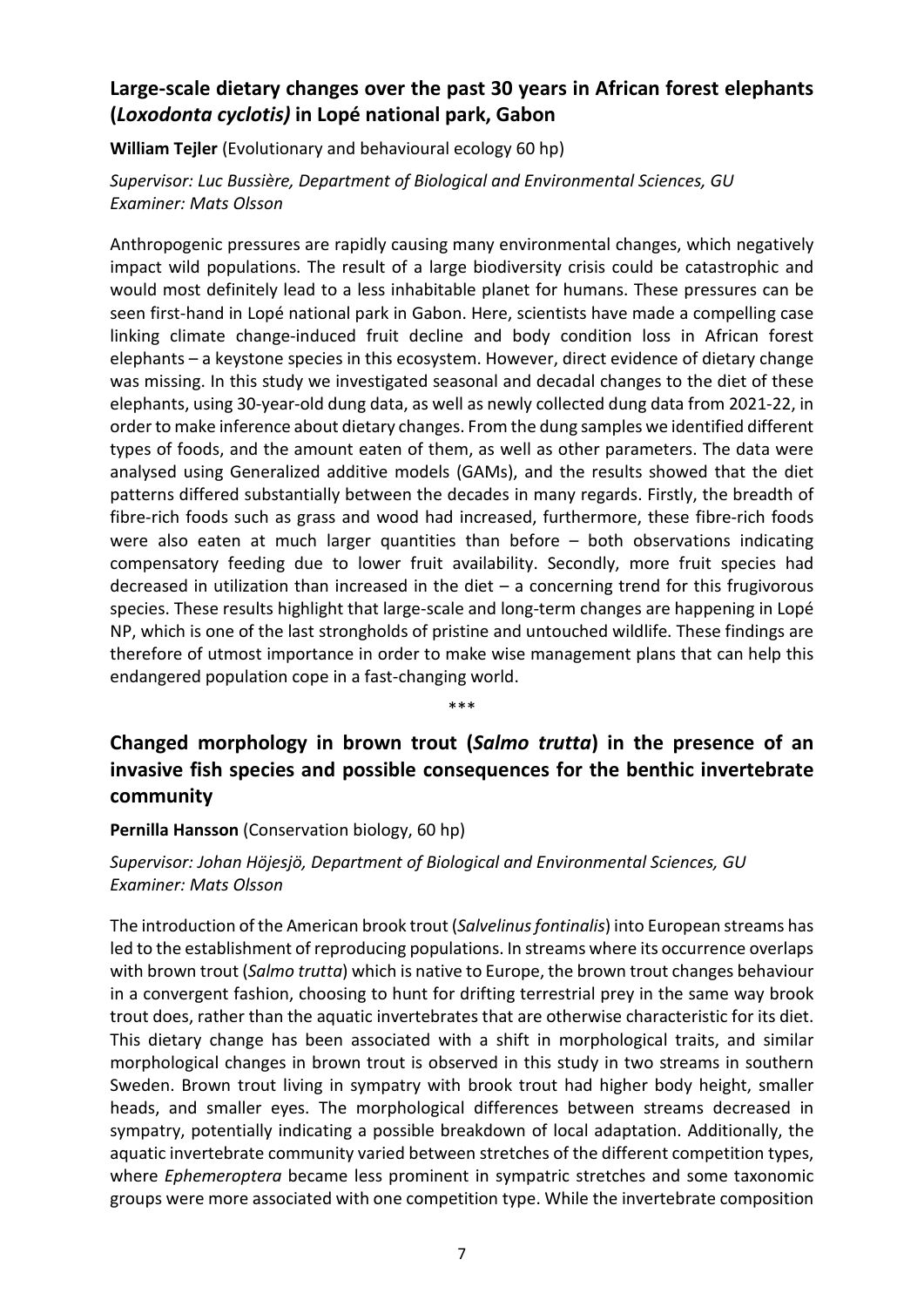## Large-scale dietary changes over the past 30 years in African forest elephants (*Loxodonta cyclotis)* in Lopé national park, Gabon

**William Tejler** (Evolutionary and behavioural ecology 60 hp)

*Supervisor: Luc Bussière, Department of Biological and Environmental Sciences, GU*
*Examiner: Mats Olsson*

Anthropogenic pressures are rapidly causing many environmental changes, which negatively impact wild populations. The result of a large biodiversity crisis could be catastrophic and would most definitely lead to a less inhabitable planet for humans. These pressures can be seen first-hand in Lopé national park in Gabon. Here, scientists have made a compelling case linking climate change-induced fruit decline and body condition loss in African forest elephants – a keystone species in this ecosystem. However, direct evidence of dietary change was missing. In this study we investigated seasonal and decadal changes to the diet of these elephants, using 30-year-old dung data, as well as newly collected dung data from 2021-22, in order to make inference about dietary changes. From the dung samples we identified different types of foods, and the amount eaten of them, as well as other parameters. The data were analysed using Generalized additive models (GAMs), and the results showed that the diet patterns differed substantially between the decades in many regards. Firstly, the breadth of fibre-rich foods such as grass and wood had increased, furthermore, these fibre-rich foods were also eaten at much larger quantities than before – both observations indicating compensatory feeding due to lower fruit availability. Secondly, more fruit species had decreased in utilization than increased in the diet – a concerning trend for this frugivorous species. These results highlight that large-scale and long-term changes are happening in Lopé NP, which is one of the last strongholds of pristine and untouched wildlife. These findings are therefore of utmost importance in order to make wise management plans that can help this endangered population cope in a fast-changing world.

\*\*\*

## Changed morphology in brown trout (*Salmo trutta*) in the presence of an invasive fish species and possible consequences for the benthic invertebrate community

**Pernilla Hansson** (Conservation biology, 60 hp)

*Supervisor: Johan Höjesjö, Department of Biological and Environmental Sciences, GU*
*Examiner: Mats Olsson*

The introduction of the American brook trout (*Salvelinus fontinalis*) into European streams has led to the establishment of reproducing populations. In streams where its occurrence overlaps with brown trout (*Salmo trutta*) which is native to Europe, the brown trout changes behaviour in a convergent fashion, choosing to hunt for drifting terrestrial prey in the same way brook trout does, rather than the aquatic invertebrates that are otherwise characteristic for its diet. This dietary change has been associated with a shift in morphological traits, and similar morphological changes in brown trout is observed in this study in two streams in southern Sweden. Brown trout living in sympatry with brook trout had higher body height, smaller heads, and smaller eyes. The morphological differences between streams decreased in sympatry, potentially indicating a possible breakdown of local adaptation. Additionally, the aquatic invertebrate community varied between stretches of the different competition types, where *Ephemeroptera* became less prominent in sympatric stretches and some taxonomic groups were more associated with one competition type. While the invertebrate composition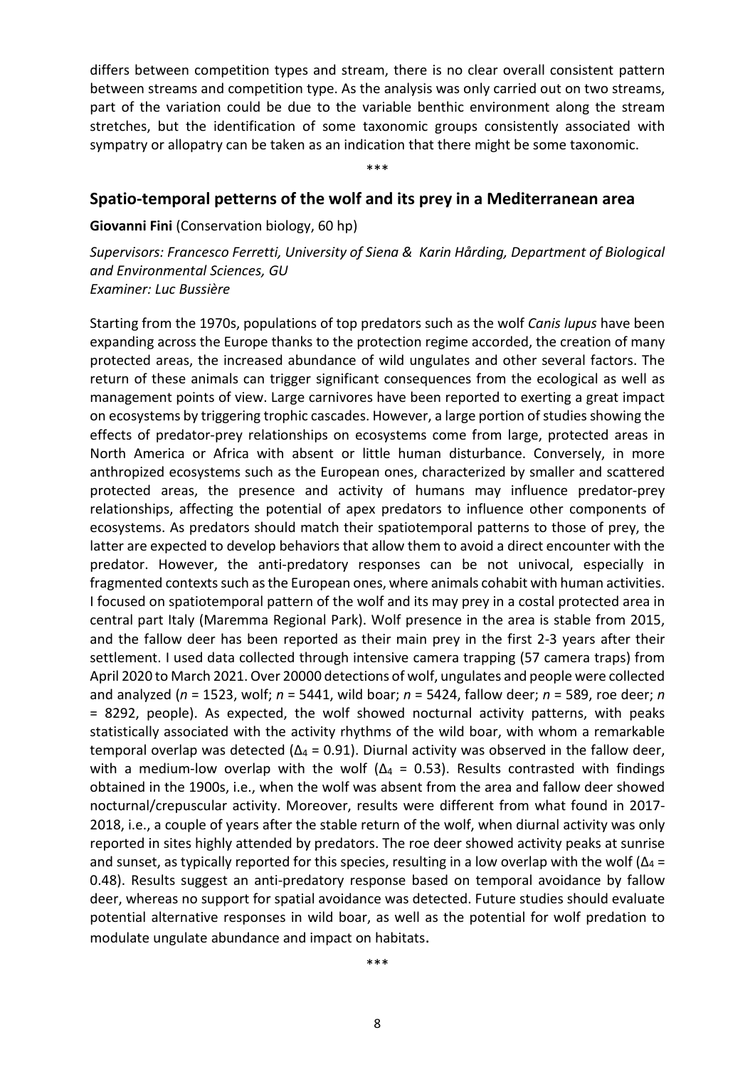differs between competition types and stream, there is no clear overall consistent pattern between streams and competition type. As the analysis was only carried out on two streams, part of the variation could be due to the variable benthic environment along the stream stretches, but the identification of some taxonomic groups consistently associated with sympatry or allopatry can be taken as an indication that there might be some taxonomic.

\*\*\*

## Spatio-temporal petterns of the wolf and its prey in a Mediterranean area

**Giovanni Fini** (Conservation biology, 60 hp)

*Supervisors: Francesco Ferretti, University of Siena & Karin Hårding, Department of Biological and Environmental Sciences, GU*
*Examiner: Luc Bussière*

Starting from the 1970s, populations of top predators such as the wolf *Canis lupus* have been expanding across the Europe thanks to the protection regime accorded, the creation of many protected areas, the increased abundance of wild ungulates and other several factors. The return of these animals can trigger significant consequences from the ecological as well as management points of view. Large carnivores have been reported to exerting a great impact on ecosystems by triggering trophic cascades. However, a large portion of studies showing the effects of predator-prey relationships on ecosystems come from large, protected areas in North America or Africa with absent or little human disturbance. Conversely, in more anthropized ecosystems such as the European ones, characterized by smaller and scattered protected areas, the presence and activity of humans may influence predator-prey relationships, affecting the potential of apex predators to influence other components of ecosystems. As predators should match their spatiotemporal patterns to those of prey, the latter are expected to develop behaviors that allow them to avoid a direct encounter with the predator. However, the anti-predatory responses can be not univocal, especially in fragmented contexts such as the European ones, where animals cohabit with human activities. I focused on spatiotemporal pattern of the wolf and its may prey in a costal protected area in central part Italy (Maremma Regional Park). Wolf presence in the area is stable from 2015, and the fallow deer has been reported as their main prey in the first 2-3 years after their settlement. I used data collected through intensive camera trapping (57 camera traps) from April 2020 to March 2021. Over 20000 detections of wolf, ungulates and people were collected and analyzed ($n$ = 1523, wolf; $n$ = 5441, wild boar; $n$ = 5424, fallow deer; $n$ = 589, roe deer; $n$ = 8292, people). As expected, the wolf showed nocturnal activity patterns, with peaks statistically associated with the activity rhythms of the wild boar, with whom a remarkable temporal overlap was detected ($\Delta_4$ = 0.91). Diurnal activity was observed in the fallow deer, with a medium-low overlap with the wolf ($\Delta_4$ = 0.53). Results contrasted with findings obtained in the 1900s, i.e., when the wolf was absent from the area and fallow deer showed nocturnal/crepuscular activity. Moreover, results were different from what found in 2017-2018, i.e., a couple of years after the stable return of the wolf, when diurnal activity was only reported in sites highly attended by predators. The roe deer showed activity peaks at sunrise and sunset, as typically reported for this species, resulting in a low overlap with the wolf ($\Delta_4$ = 0.48). Results suggest an anti-predatory response based on temporal avoidance by fallow deer, whereas no support for spatial avoidance was detected. Future studies should evaluate potential alternative responses in wild boar, as well as the potential for wolf predation to modulate ungulate abundance and impact on habitats.

\*\*\*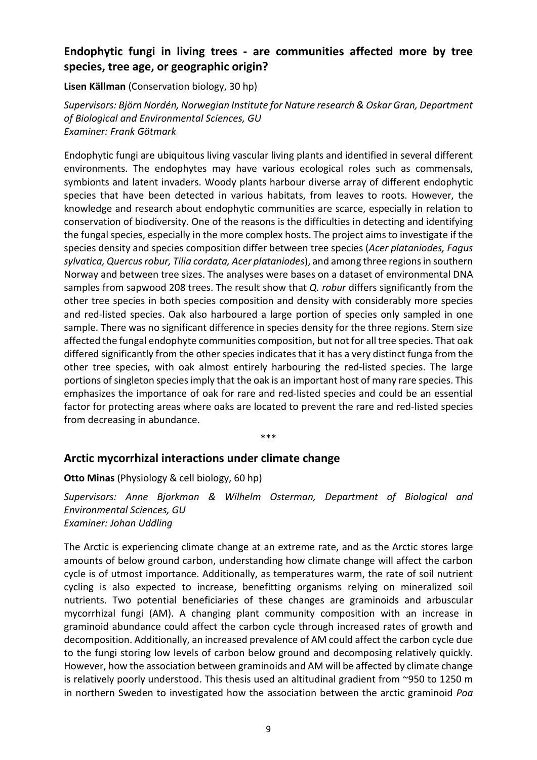## Endophytic fungi in living trees - are communities affected more by tree species, tree age, or geographic origin?

**Lisen Källman** (Conservation biology, 30 hp)

*Supervisors: Björn Nordén, Norwegian Institute for Nature research & Oskar Gran, Department of Biological and Environmental Sciences, GU*
*Examiner: Frank Götmark*

Endophytic fungi are ubiquitous living vascular living plants and identified in several different environments. The endophytes may have various ecological roles such as commensals, symbionts and latent invaders. Woody plants harbour diverse array of different endophytic species that have been detected in various habitats, from leaves to roots. However, the knowledge and research about endophytic communities are scarce, especially in relation to conservation of biodiversity. One of the reasons is the difficulties in detecting and identifying the fungal species, especially in the more complex hosts. The project aims to investigate if the species density and species composition differ between tree species (*Acer plataniodes, Fagus sylvatica, Quercus robur, Tilia cordata, Acer plataniodes*), and among three regions in southern Norway and between tree sizes. The analyses were bases on a dataset of environmental DNA samples from sapwood 208 trees. The result show that *Q. robur* differs significantly from the other tree species in both species composition and density with considerably more species and red-listed species. Oak also harboured a large portion of species only sampled in one sample. There was no significant difference in species density for the three regions. Stem size affected the fungal endophyte communities composition, but not for all tree species. That oak differed significantly from the other species indicates that it has a very distinct funga from the other tree species, with oak almost entirely harbouring the red-listed species. The large portions of singleton species imply that the oak is an important host of many rare species. This emphasizes the importance of oak for rare and red-listed species and could be an essential factor for protecting areas where oaks are located to prevent the rare and red-listed species from decreasing in abundance.

\*\*\*

## Arctic mycorrhizal interactions under climate change

**Otto Minas** (Physiology & cell biology, 60 hp)

*Supervisors: Anne Bjorkman & Wilhelm Osterman, Department of Biological and Environmental Sciences, GU*
*Examiner: Johan Uddling*

The Arctic is experiencing climate change at an extreme rate, and as the Arctic stores large amounts of below ground carbon, understanding how climate change will affect the carbon cycle is of utmost importance. Additionally, as temperatures warm, the rate of soil nutrient cycling is also expected to increase, benefitting organisms relying on mineralized soil nutrients. Two potential beneficiaries of these changes are graminoids and arbuscular mycorrhizal fungi (AM). A changing plant community composition with an increase in graminoid abundance could affect the carbon cycle through increased rates of growth and decomposition. Additionally, an increased prevalence of AM could affect the carbon cycle due to the fungi storing low levels of carbon below ground and decomposing relatively quickly. However, how the association between graminoids and AM will be affected by climate change is relatively poorly understood. This thesis used an altitudinal gradient from ~950 to 1250 m in northern Sweden to investigated how the association between the arctic graminoid *Poa*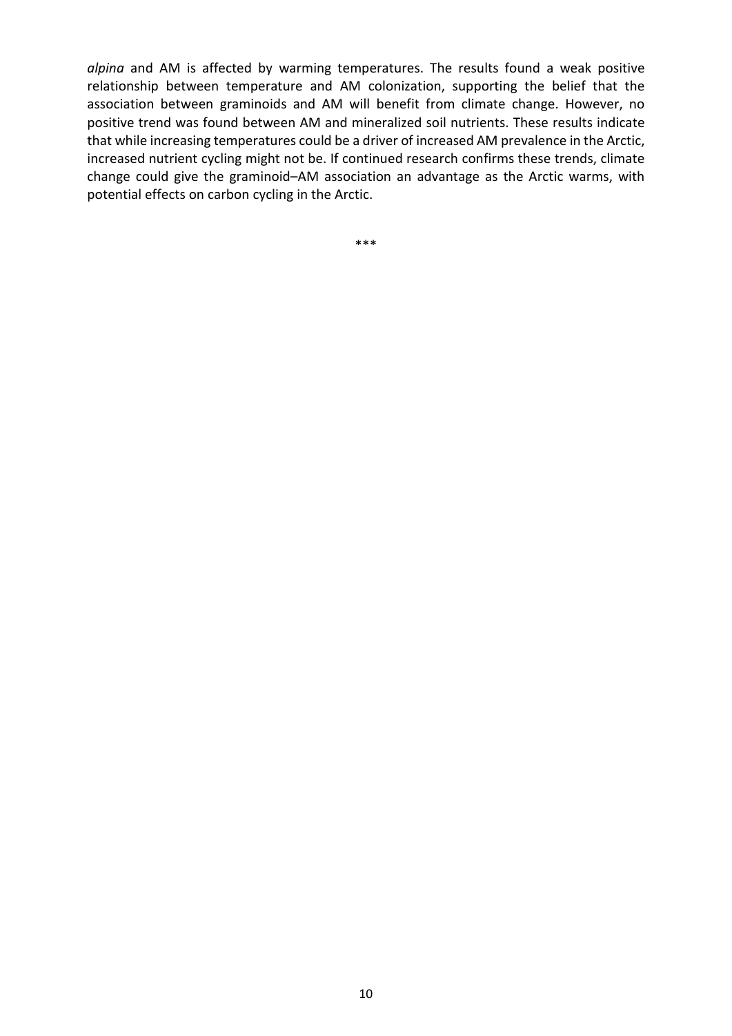*alpina* and AM is affected by warming temperatures. The results found a weak positive relationship between temperature and AM colonization, supporting the belief that the association between graminoids and AM will benefit from climate change. However, no positive trend was found between AM and mineralized soil nutrients. These results indicate that while increasing temperatures could be a driver of increased AM prevalence in the Arctic, increased nutrient cycling might not be. If continued research confirms these trends, climate change could give the graminoid–AM association an advantage as the Arctic warms, with potential effects on carbon cycling in the Arctic.

***